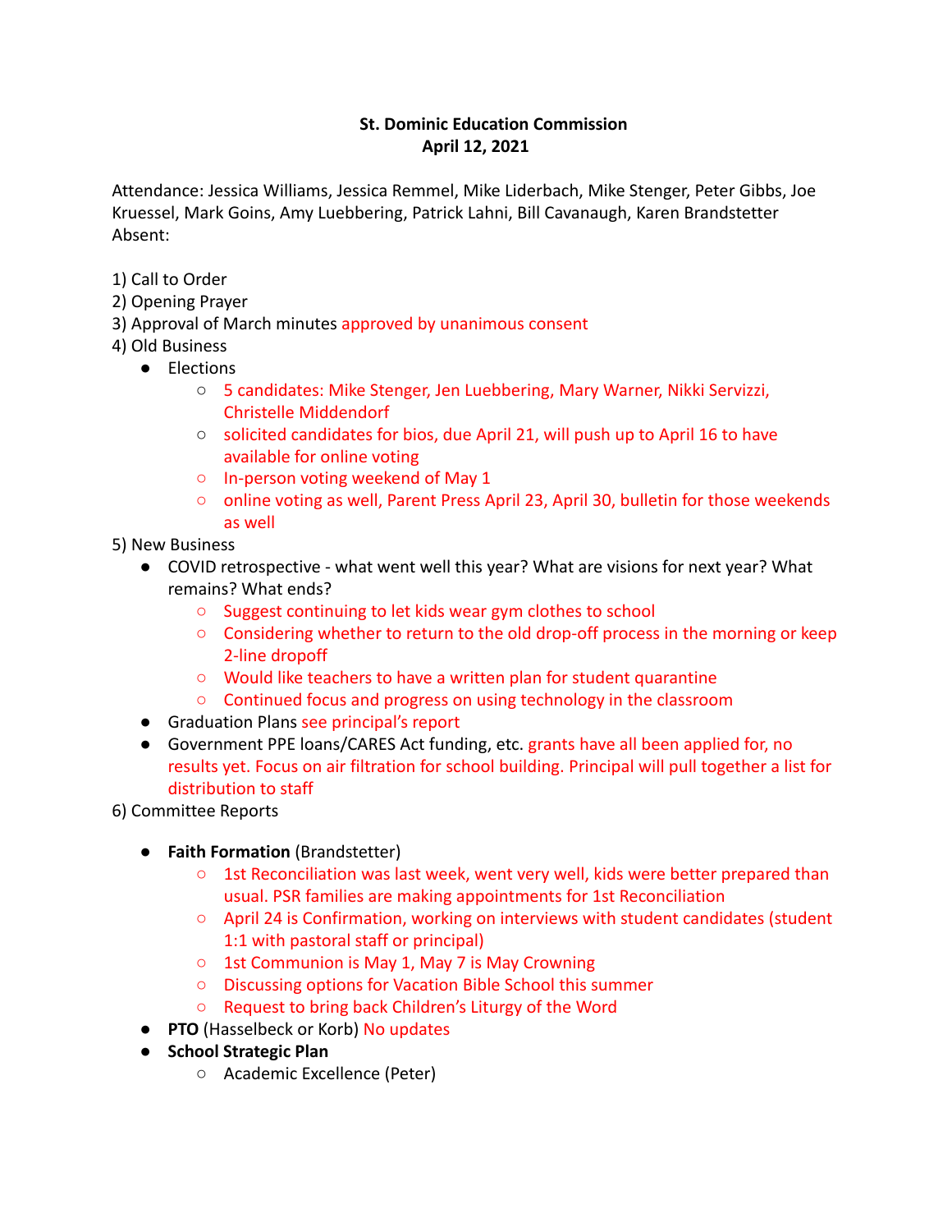**St. Dominic Education Commission**
**April 12, 2021**

Attendance: Jessica Williams, Jessica Remmel, Mike Liderbach, Mike Stenger, Peter Gibbs, Joe Kruessel, Mark Goins, Amy Luebbering, Patrick Lahni, Bill Cavanaugh, Karen Brandstetter
Absent:

1) Call to Order
2) Opening Prayer
3) Approval of March minutes approved by unanimous consent
4) Old Business
   - Elections
      - 5 candidates: Mike Stenger, Jen Luebbering, Mary Warner, Nikki Servizzi, Christelle Middendorf
      - solicited candidates for bios, due April 21, will push up to April 16 to have available for online voting
      - In-person voting weekend of May 1
      - online voting as well, Parent Press April 23, April 30, bulletin for those weekends as well
5) New Business
   - COVID retrospective - what went well this year? What are visions for next year? What remains? What ends?
      - Suggest continuing to let kids wear gym clothes to school
      - Considering whether to return to the old drop-off process in the morning or keep 2-line dropoff
      - Would like teachers to have a written plan for student quarantine
      - Continued focus and progress on using technology in the classroom
   - Graduation Plans see principal's report
   - Government PPE loans/CARES Act funding, etc. grants have all been applied for, no results yet. Focus on air filtration for school building. Principal will pull together a list for distribution to staff
6) Committee Reports
   - **Faith Formation** (Brandstetter)
      - 1st Reconciliation was last week, went very well, kids were better prepared than usual. PSR families are making appointments for 1st Reconciliation
      - April 24 is Confirmation, working on interviews with student candidates (student 1:1 with pastoral staff or principal)
      - 1st Communion is May 1, May 7 is May Crowning
      - Discussing options for Vacation Bible School this summer
      - Request to bring back Children's Liturgy of the Word
   - **PTO** (Hasselbeck or Korb) No updates
   - **School Strategic Plan**
      - Academic Excellence (Peter)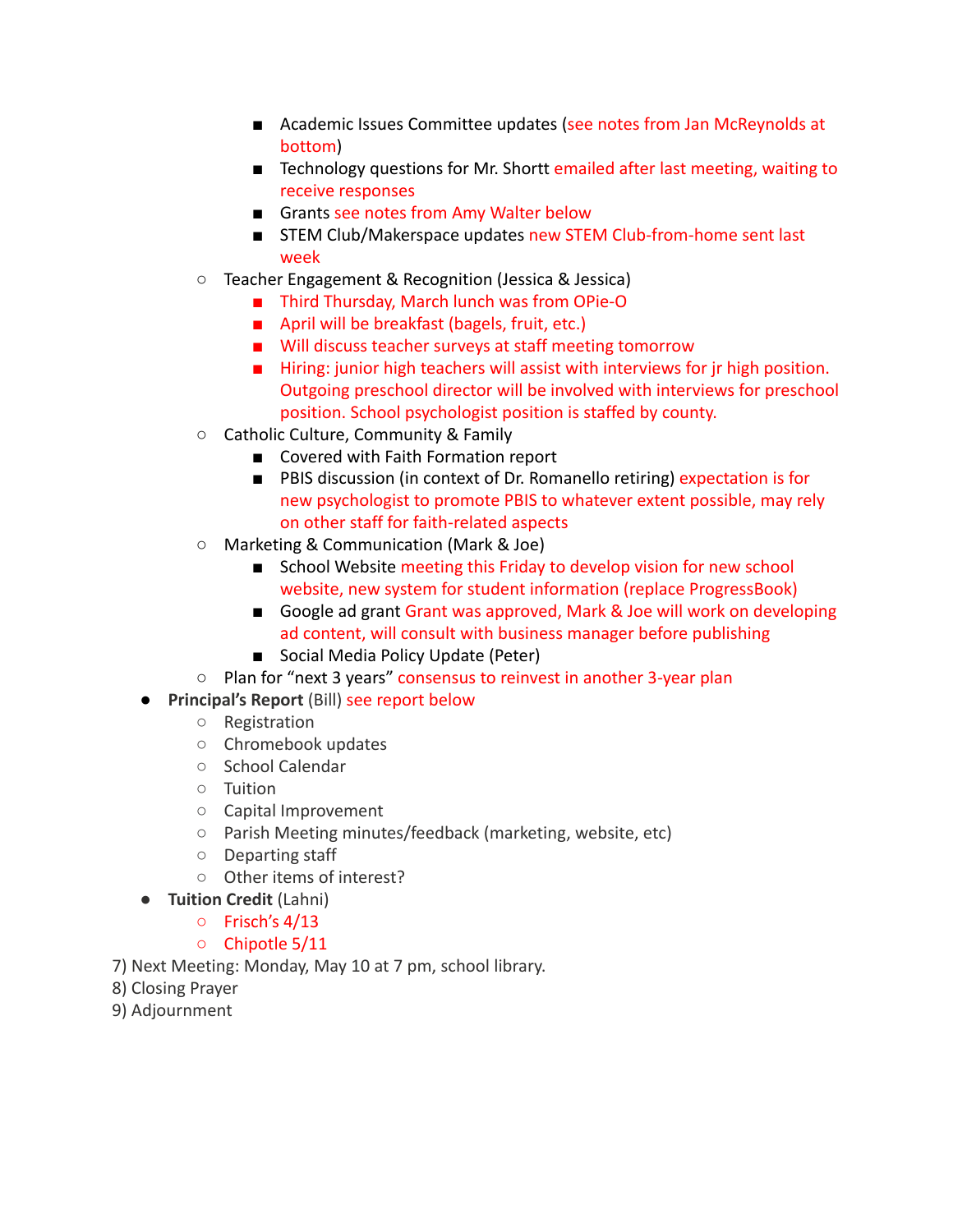- Academic Issues Committee updates (see notes from Jan McReynolds at bottom)
        - Technology questions for Mr. Shortt emailed after last meeting, waiting to receive responses
        - Grants see notes from Amy Walter below
        - STEM Club/Makerspace updates new STEM Club-from-home sent last week
    - Teacher Engagement & Recognition (Jessica & Jessica)
        - Third Thursday, March lunch was from OPie-O
        - April will be breakfast (bagels, fruit, etc.)
        - Will discuss teacher surveys at staff meeting tomorrow
        - Hiring: junior high teachers will assist with interviews for jr high position. Outgoing preschool director will be involved with interviews for preschool position. School psychologist position is staffed by county.
    - Catholic Culture, Community & Family
        - Covered with Faith Formation report
        - PBIS discussion (in context of Dr. Romanello retiring) expectation is for new psychologist to promote PBIS to whatever extent possible, may rely on other staff for faith-related aspects
    - Marketing & Communication (Mark & Joe)
        - School Website meeting this Friday to develop vision for new school website, new system for student information (replace ProgressBook)
        - Google ad grant Grant was approved, Mark & Joe will work on developing ad content, will consult with business manager before publishing
        - Social Media Policy Update (Peter)
    - Plan for "next 3 years" consensus to reinvest in another 3-year plan
- **Principal's Report** (Bill) see report below
    - Registration
    - Chromebook updates
    - School Calendar
    - Tuition
    - Capital Improvement
    - Parish Meeting minutes/feedback (marketing, website, etc)
    - Departing staff
    - Other items of interest?
- **Tuition Credit** (Lahni)
    - Frisch's 4/13
    - Chipotle 5/11

7) Next Meeting: Monday, May 10 at 7 pm, school library.
8) Closing Prayer
9) Adjournment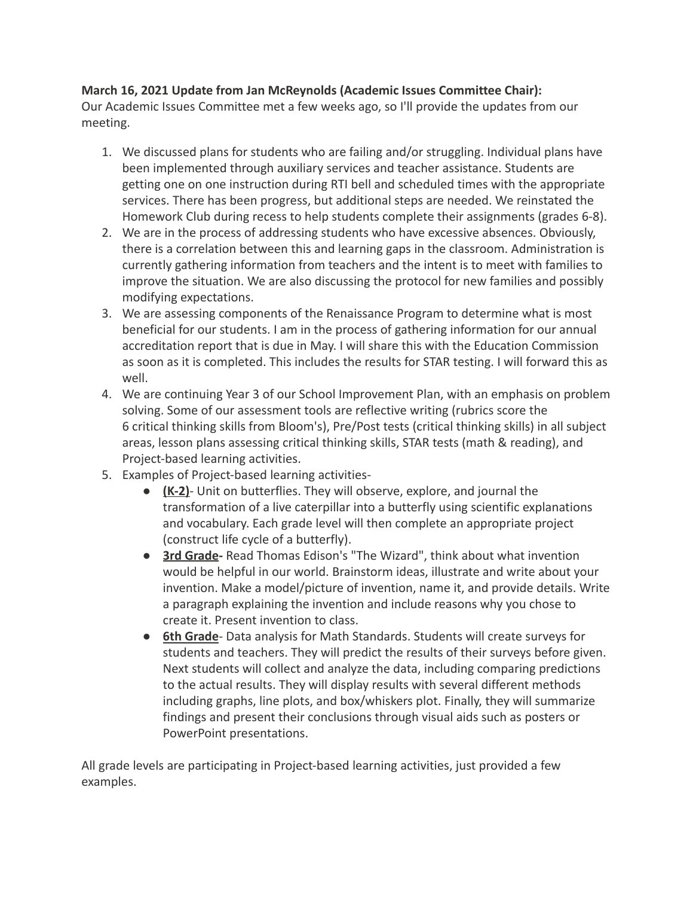**March 16, 2021 Update from Jan McReynolds (Academic Issues Committee Chair):**
Our Academic Issues Committee met a few weeks ago, so I'll provide the updates from our meeting.

1. We discussed plans for students who are failing and/or struggling. Individual plans have been implemented through auxiliary services and teacher assistance. Students are getting one on one instruction during RTI bell and scheduled times with the appropriate services. There has been progress, but additional steps are needed. We reinstated the Homework Club during recess to help students complete their assignments (grades 6-8).
2. We are in the process of addressing students who have excessive absences. Obviously, there is a correlation between this and learning gaps in the classroom. Administration is currently gathering information from teachers and the intent is to meet with families to improve the situation. We are also discussing the protocol for new families and possibly modifying expectations.
3. We are assessing components of the Renaissance Program to determine what is most beneficial for our students. I am in the process of gathering information for our annual accreditation report that is due in May. I will share this with the Education Commission as soon as it is completed. This includes the results for STAR testing. I will forward this as well.
4. We are continuing Year 3 of our School Improvement Plan, with an emphasis on problem solving. Some of our assessment tools are reflective writing (rubrics score the 6 critical thinking skills from Bloom's), Pre/Post tests (critical thinking skills) in all subject areas, lesson plans assessing critical thinking skills, STAR tests (math & reading), and Project-based learning activities.
5. Examples of Project-based learning activities-
   - **(K-2)**- Unit on butterflies. They will observe, explore, and journal the transformation of a live caterpillar into a butterfly using scientific explanations and vocabulary. Each grade level will then complete an appropriate project (construct life cycle of a butterfly).
   - **3rd Grade-** Read Thomas Edison's "The Wizard", think about what invention would be helpful in our world. Brainstorm ideas, illustrate and write about your invention. Make a model/picture of invention, name it, and provide details. Write a paragraph explaining the invention and include reasons why you chose to create it. Present invention to class.
   - **6th Grade**- Data analysis for Math Standards. Students will create surveys for students and teachers. They will predict the results of their surveys before given. Next students will collect and analyze the data, including comparing predictions to the actual results. They will display results with several different methods including graphs, line plots, and box/whiskers plot. Finally, they will summarize findings and present their conclusions through visual aids such as posters or PowerPoint presentations.

All grade levels are participating in Project-based learning activities, just provided a few examples.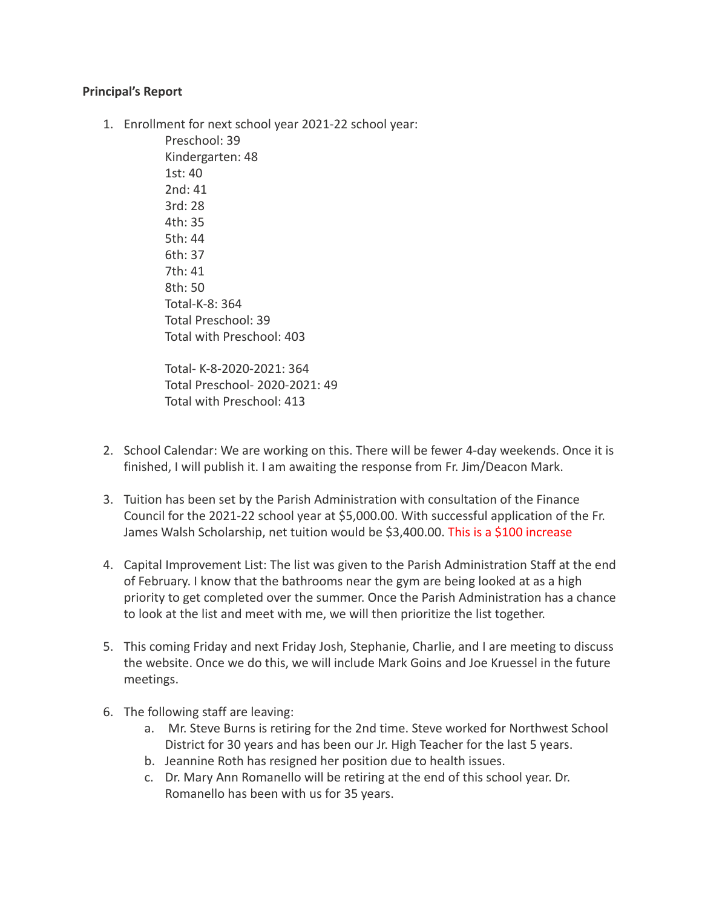**Principal's Report**

1. Enrollment for next school year 2021-22 school year:
   Preschool: 39
   Kindergarten: 48
   1st: 40
   2nd: 41
   3rd: 28
   4th: 35
   5th: 44
   6th: 37
   7th: 41
   8th: 50
   Total-K-8: 364
   Total Preschool: 39
   Total with Preschool: 403

   Total- K-8-2020-2021: 364
   Total Preschool- 2020-2021: 49
   Total with Preschool: 413

2. School Calendar: We are working on this. There will be fewer 4-day weekends. Once it is finished, I will publish it. I am awaiting the response from Fr. Jim/Deacon Mark.

3. Tuition has been set by the Parish Administration with consultation of the Finance Council for the 2021-22 school year at $5,000.00. With successful application of the Fr. James Walsh Scholarship, net tuition would be $3,400.00. This is a $100 increase

4. Capital Improvement List: The list was given to the Parish Administration Staff at the end of February. I know that the bathrooms near the gym are being looked at as a high priority to get completed over the summer. Once the Parish Administration has a chance to look at the list and meet with me, we will then prioritize the list together.

5. This coming Friday and next Friday Josh, Stephanie, Charlie, and I are meeting to discuss the website. Once we do this, we will include Mark Goins and Joe Kruessel in the future meetings.

6. The following staff are leaving:
   a. Mr. Steve Burns is retiring for the 2nd time. Steve worked for Northwest School District for 30 years and has been our Jr. High Teacher for the last 5 years.
   b. Jeannine Roth has resigned her position due to health issues.
   c. Dr. Mary Ann Romanello will be retiring at the end of this school year. Dr. Romanello has been with us for 35 years.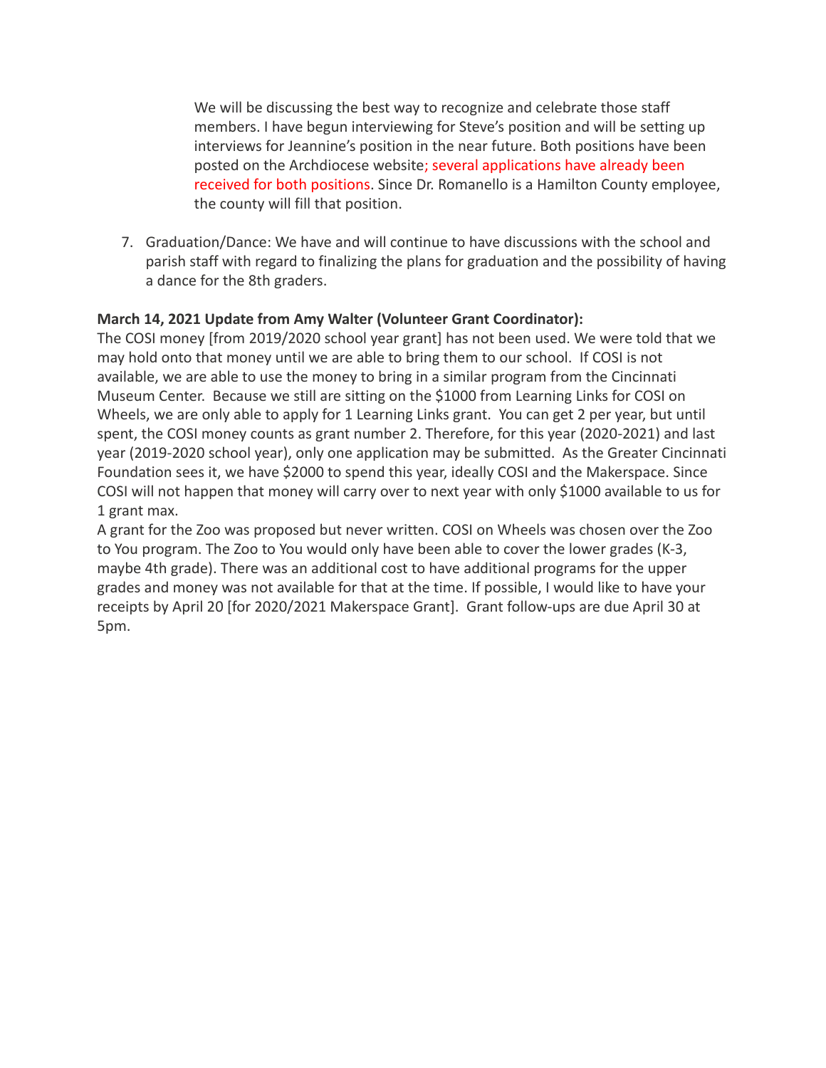We will be discussing the best way to recognize and celebrate those staff members. I have begun interviewing for Steve's position and will be setting up interviews for Jeannine's position in the near future. Both positions have been posted on the Archdiocese website; several applications have already been received for both positions. Since Dr. Romanello is a Hamilton County employee, the county will fill that position.

7. Graduation/Dance: We have and will continue to have discussions with the school and parish staff with regard to finalizing the plans for graduation and the possibility of having a dance for the 8th graders.

**March 14, 2021 Update from Amy Walter (Volunteer Grant Coordinator):**

The COSI money [from 2019/2020 school year grant] has not been used. We were told that we may hold onto that money until we are able to bring them to our school. If COSI is not available, we are able to use the money to bring in a similar program from the Cincinnati Museum Center. Because we still are sitting on the $1000 from Learning Links for COSI on Wheels, we are only able to apply for 1 Learning Links grant. You can get 2 per year, but until spent, the COSI money counts as grant number 2. Therefore, for this year (2020-2021) and last year (2019-2020 school year), only one application may be submitted. As the Greater Cincinnati Foundation sees it, we have $2000 to spend this year, ideally COSI and the Makerspace. Since COSI will not happen that money will carry over to next year with only $1000 available to us for 1 grant max.

A grant for the Zoo was proposed but never written. COSI on Wheels was chosen over the Zoo to You program. The Zoo to You would only have been able to cover the lower grades (K-3, maybe 4th grade). There was an additional cost to have additional programs for the upper grades and money was not available for that at the time. If possible, I would like to have your receipts by April 20 [for 2020/2021 Makerspace Grant]. Grant follow-ups are due April 30 at 5pm.